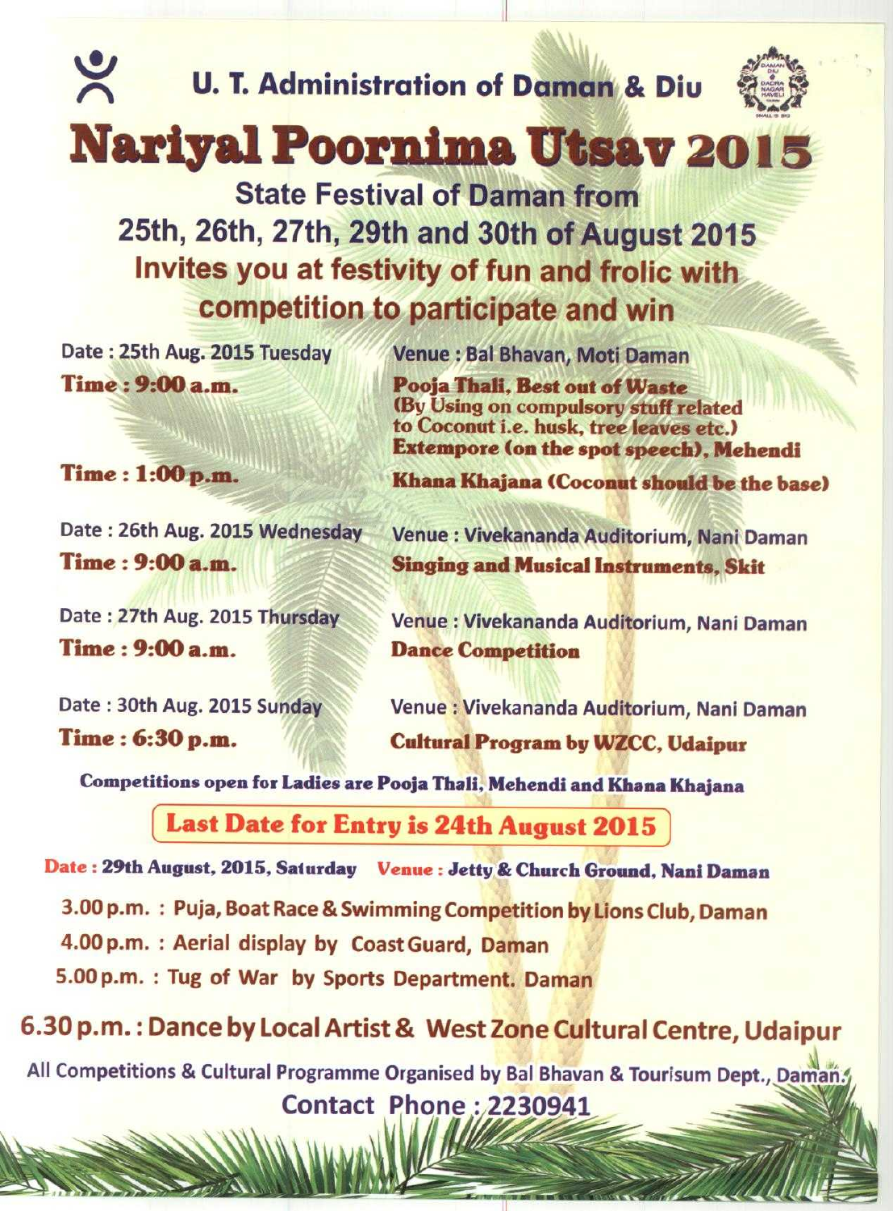U. T. Administration of Daman & Diu

# Nariyal Poornima Utsav 2015

## State Festival of Daman from 25th, 26th, 27th, 29th and 30th of August 2015

### Invites you at festivity of fun and frolic with competition to participate and win

Date : 25th Aug. 2015 Tuesday — Venue : Bal Bhavan, Moti Daman

**Time : 9:00 a.m.** — **Pooja Thali, Best out of Waste (By Using on compulsory stuff related to Coconut i.e. husk, tree leaves etc.) Extempore (on the spot speech), Mehendi**

**Time : 1:00 p.m.** — **Khana Khajana (Coconut should be the base)**

Date : 26th Aug. 2015 Wednesday — Venue : Vivekananda Auditorium, Nani Daman

**Time : 9:00 a.m.** — **Singing and Musical Instruments, Skit**

Date : 27th Aug. 2015 Thursday — Venue : Vivekananda Auditorium, Nani Daman

**Time : 9:00 a.m.** — **Dance Competition**

Date : 30th Aug. 2015 Sunday — Venue : Vivekananda Auditorium, Nani Daman

**Time : 6:30 p.m.** — **Cultural Program by WZCC, Udaipur**

**Competitions open for Ladies are Pooja Thali, Mehendi and Khana Khajana**

**Last Date for Entry is 24th August 2015**

**Date : 29th August, 2015, Saturday   Venue : Jetty & Church Ground, Nani Daman**

3.00 p.m. : Puja, Boat Race & Swimming Competition by Lions Club, Daman

4.00 p.m. : Aerial display by Coast Guard, Daman

5.00 p.m. : Tug of War by Sports Department. Daman

**6.30 p.m. : Dance by Local Artist & West Zone Cultural Centre, Udaipur**

All Competitions & Cultural Programme Organised by Bal Bhavan & Tourisum Dept., Daman.

Contact Phone : 2230941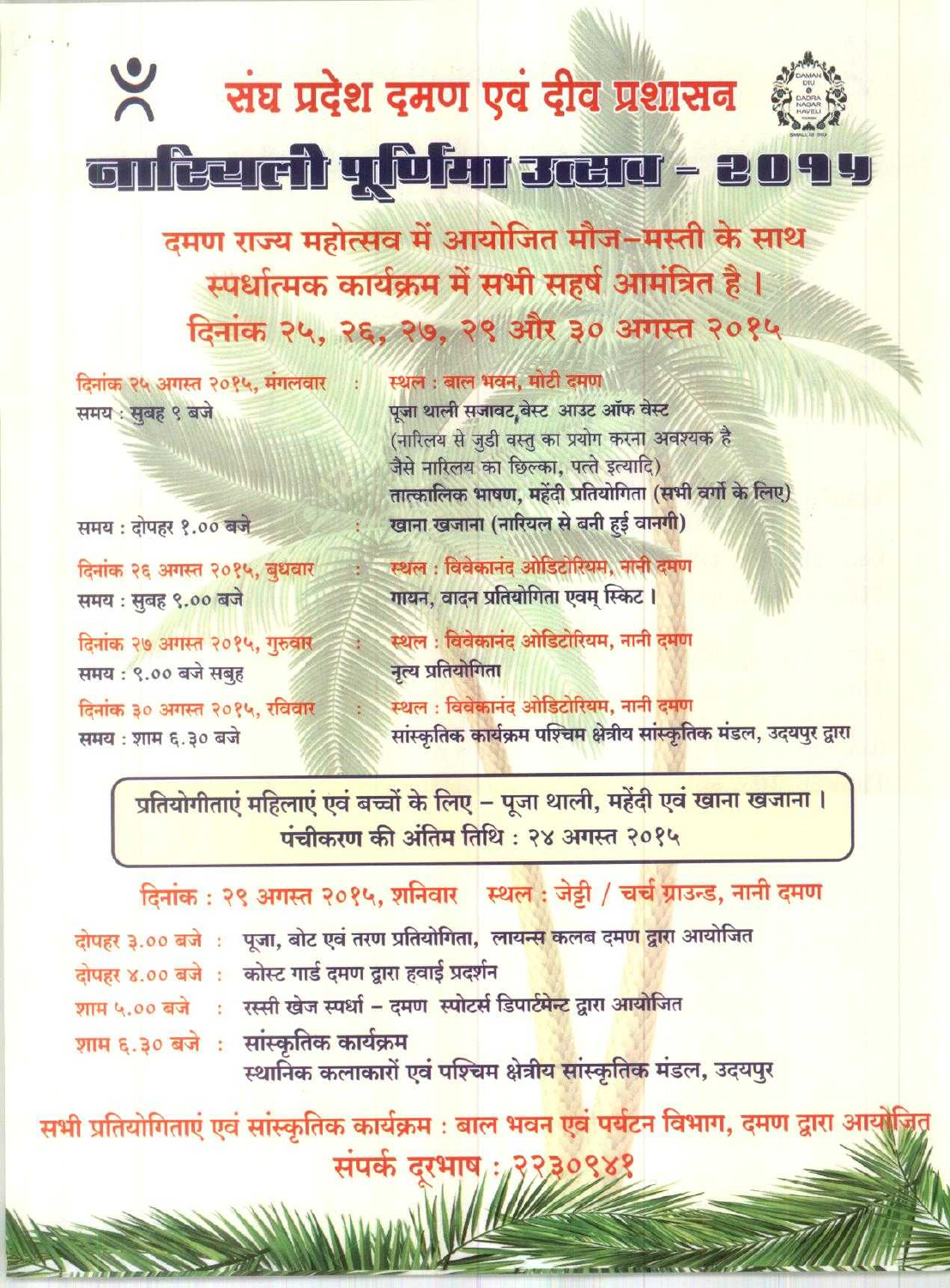# संघ प्रदेश दमण एवं दीव प्रशासन

# नारियली पूर्णिमा उत्सव - २०१५

## दमण राज्य महोत्सव में आयोजित मौज-मस्ती के साथ स्पर्धात्मक कार्यक्रम में सभी सहर्ष आमंत्रित है ।

## दिनांक २५, २६, २७, २९ और ३० अगस्त २०१५

**दिनांक २५ अगस्त २०१५, मंगलवार** : **स्थल : बाल भवन, मोटी दमण**

समय : सुबह ९ बजे : पूजा थाली सजावट, बेस्ट आउट ऑफ वेस्ट (नारिलय से जुडी वस्तु का प्रयोग करना अवश्यक है जैसे नारिलय का छिल्का, पत्ते इत्यादि)
तात्कालिक भाषण, महेंदी प्रतियोगिता (सभी वर्गो के लिए)

समय : दोपहर १.०० बजे : खाना खजाना (नारियल से बनी हुई वानगी)

**दिनांक २६ अगस्त २०१५, बुधवार** : **स्थल : विवेकानंद ओडिटोरियम, नानी दमण**

समय : सुबह ९.०० बजे : गायन, वादन प्रतियोगिता एवम् स्किट ।

**दिनांक २७ अगस्त २०१५, गुरुवार** : **स्थल : विवेकानंद ओडिटोरियम, नानी दमण**

समय : ९.०० बजे सबुह : नृत्य प्रतियोगिता

**दिनांक ३० अगस्त २०१५, रविवार** : **स्थल : विवेकानंद ओडिटोरियम, नानी दमण**

समय : शाम ६.३० बजे : सांस्कृतिक कार्यक्रम पश्चिम क्षेत्रीय सांस्कृतिक मंडल, उदयपुर द्वारा

**प्रतियोगीताएं महिलाएं एवं बच्चों के लिए - पूजा थाली, महेंदी एवं खाना खजाना ।**
**पंचीकरण की अंतिम तिथि : २४ अगस्त २०१५**

**दिनांक : २९ अगस्त २०१५, शनिवार   स्थल : जेट्टी / चर्च ग्राउन्ड, नानी दमण**

दोपहर ३.०० बजे : पूजा, बोट एवं तरण प्रतियोगिता, लायन्स कलब दमण द्वारा आयोजित

दोपहर ४.०० बजे : कोस्ट गार्ड दमण द्वारा हवाई प्रदर्शन

शाम ५.०० बजे : रस्सी खेज स्पर्धा - दमण स्पोटर्स डिपार्टमेन्ट द्वारा आयोजित

शाम ६.३० बजे : सांस्कृतिक कार्यक्रम
स्थानिक कलाकारों एवं पश्चिम क्षेत्रीय सांस्कृतिक मंडल, उदयपुर

**सभी प्रतियोगिताएं एवं सांस्कृतिक कार्यक्रम : बाल भवन एवं पर्यटन विभाग, दमण द्वारा आयोजित**

**संपर्क दूरभाष : २२३०९४१**